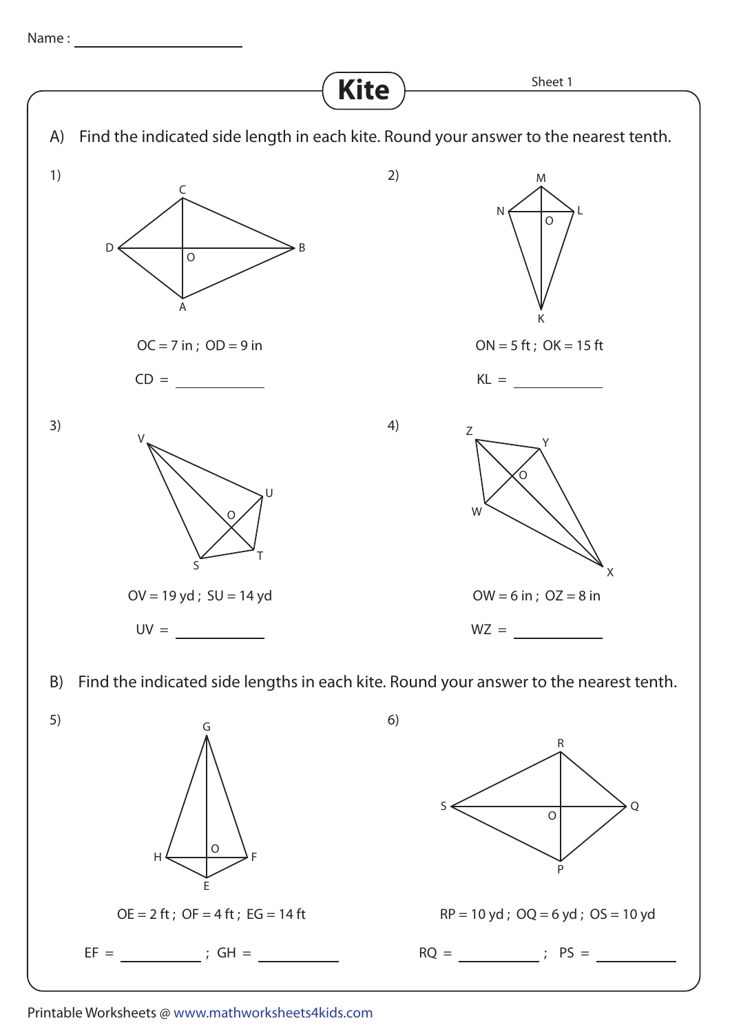Name : ____________________

# Kite

Sheet 1

A) Find the indicated side length in each kite. Round your answer to the nearest tenth.

1)

OC = 7 in ; OD = 9 in

CD = ____________

2)

ON = 5 ft ; OK = 15 ft

KL = ____________

3)

OV = 19 yd ; SU = 14 yd

UV = ____________

4)

OW = 6 in ; OZ = 8 in

WZ = ____________

B) Find the indicated side lengths in each kite. Round your answer to the nearest tenth.

5)

OE = 2 ft ; OF = 4 ft ; EG = 14 ft

EF = ____________ ; GH = ____________

6)

RP = 10 yd ; OQ = 6 yd ; OS = 10 yd

RQ = ____________ ; PS = ____________

Printable Worksheets @ www.mathworksheets4kids.com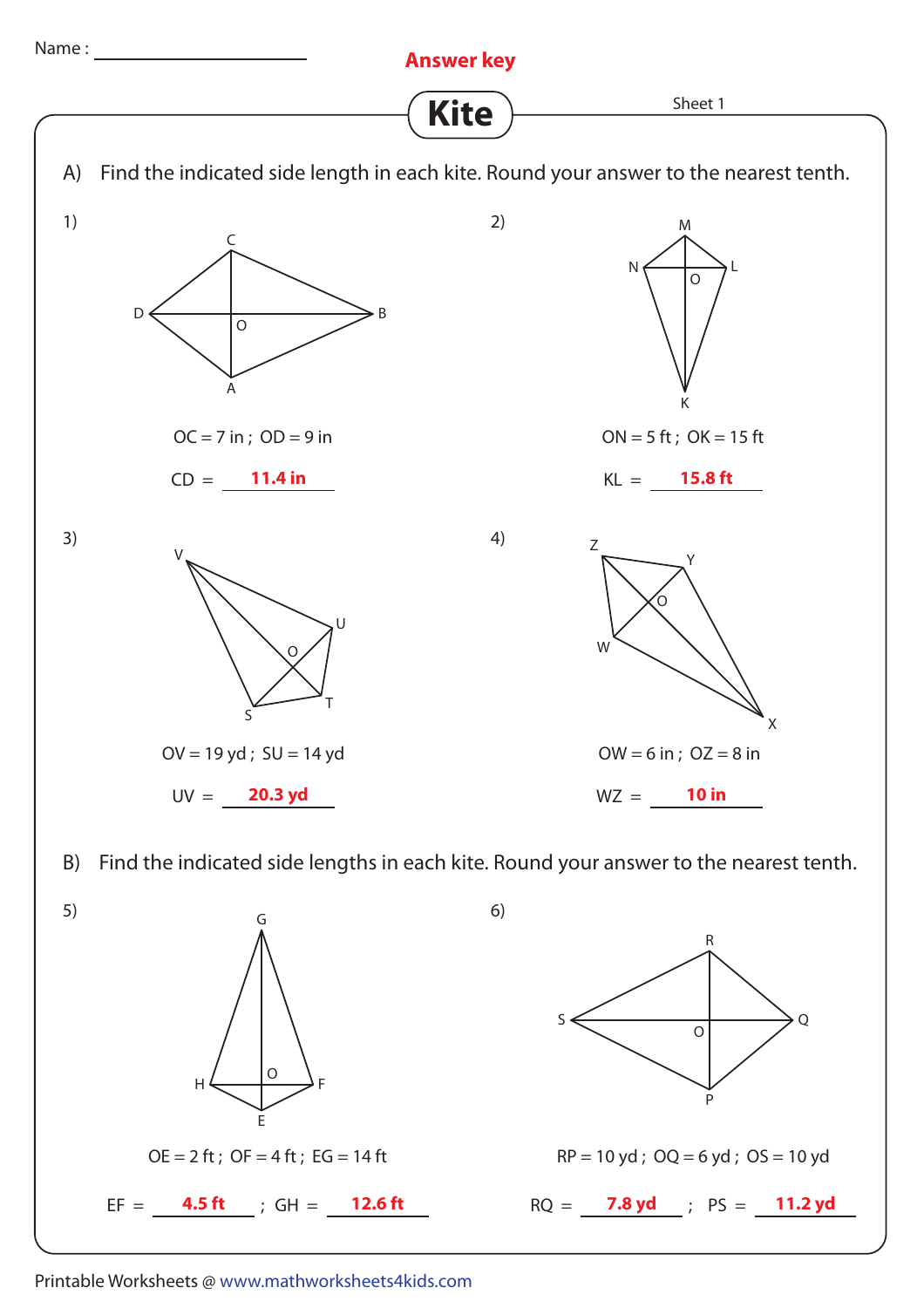Name : ____________________

**Answer key**

# Kite

Sheet 1

A) Find the indicated side length in each kite. Round your answer to the nearest tenth.

1)

OC = 7 in ; OD = 9 in

CD = **11.4 in**

2)

ON = 5 ft ; OK = 15 ft

KL = **15.8 ft**

3)

OV = 19 yd ; SU = 14 yd

UV = **20.3 yd**

4)

OW = 6 in ; OZ = 8 in

WZ = **10 in**

B) Find the indicated side lengths in each kite. Round your answer to the nearest tenth.

5)

OE = 2 ft ; OF = 4 ft ; EG = 14 ft

EF = **4.5 ft** ; GH = **12.6 ft**

6)

RP = 10 yd ; OQ = 6 yd ; OS = 10 yd

RQ = **7.8 yd** ; PS = **11.2 yd**

Printable Worksheets @ www.mathworksheets4kids.com